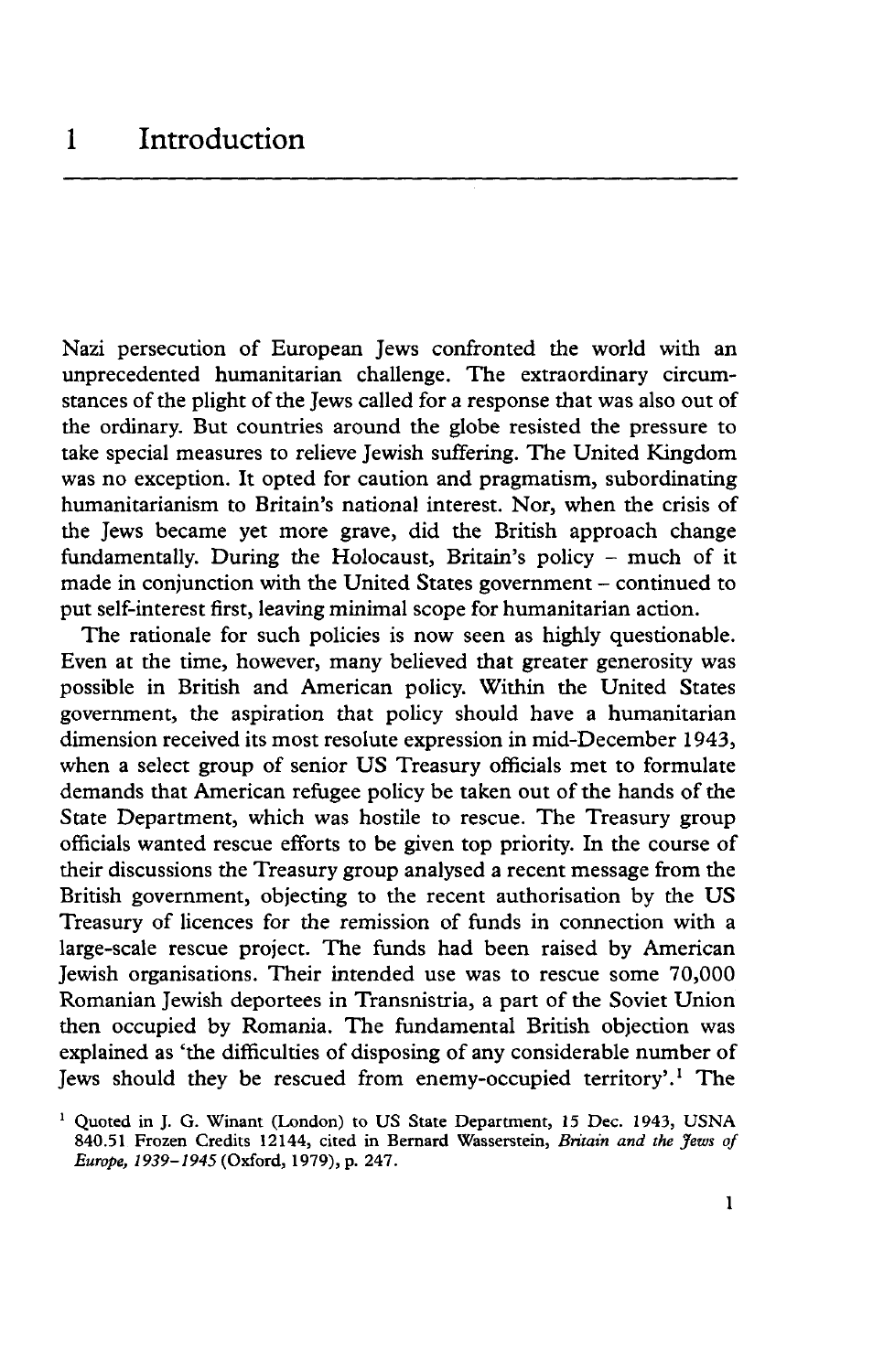# 1 Introduction

Nazi persecution of European Jews confronted the world with an unprecedented humanitarian challenge. The extraordinary circumstances of the plight of the Jews called for a response that was also out of the ordinary. But countries around the globe resisted the pressure to take special measures to relieve Jewish suffering. The United Kingdom was no exception. It opted for caution and pragmatism, subordinating humanitarianism to Britain's national interest. Nor, when the crisis of the Jews became yet more grave, did the British approach change fundamentally. During the Holocaust, Britain's policy – much of it made in conjunction with the United States government – continued to put self-interest first, leaving minimal scope for humanitarian action.

The rationale for such policies is now seen as highly questionable. Even at the time, however, many believed that greater generosity was possible in British and American policy. Within the United States government, the aspiration that policy should have a humanitarian dimension received its most resolute expression in mid-December 1943, when a select group of senior US Treasury officials met to formulate demands that American refugee policy be taken out of the hands of the State Department, which was hostile to rescue. The Treasury group officials wanted rescue efforts to be given top priority. In the course of their discussions the Treasury group analysed a recent message from the British government, objecting to the recent authorisation by the US Treasury of licences for the remission of funds in connection with a large-scale rescue project. The funds had been raised by American Jewish organisations. Their intended use was to rescue some 70,000 Romanian Jewish deportees in Transnistria, a part of the Soviet Union then occupied by Romania. The fundamental British objection was explained as 'the difficulties of disposing of any considerable number of Jews should they be rescued from enemy-occupied territory'.[1] The

[1] Quoted in J. G. Winant (London) to US State Department, 15 Dec. 1943, USNA 840.51 Frozen Credits 12144, cited in Bernard Wasserstein, *Britain and the Jews of Europe, 1939–1945* (Oxford, 1979), p. 247.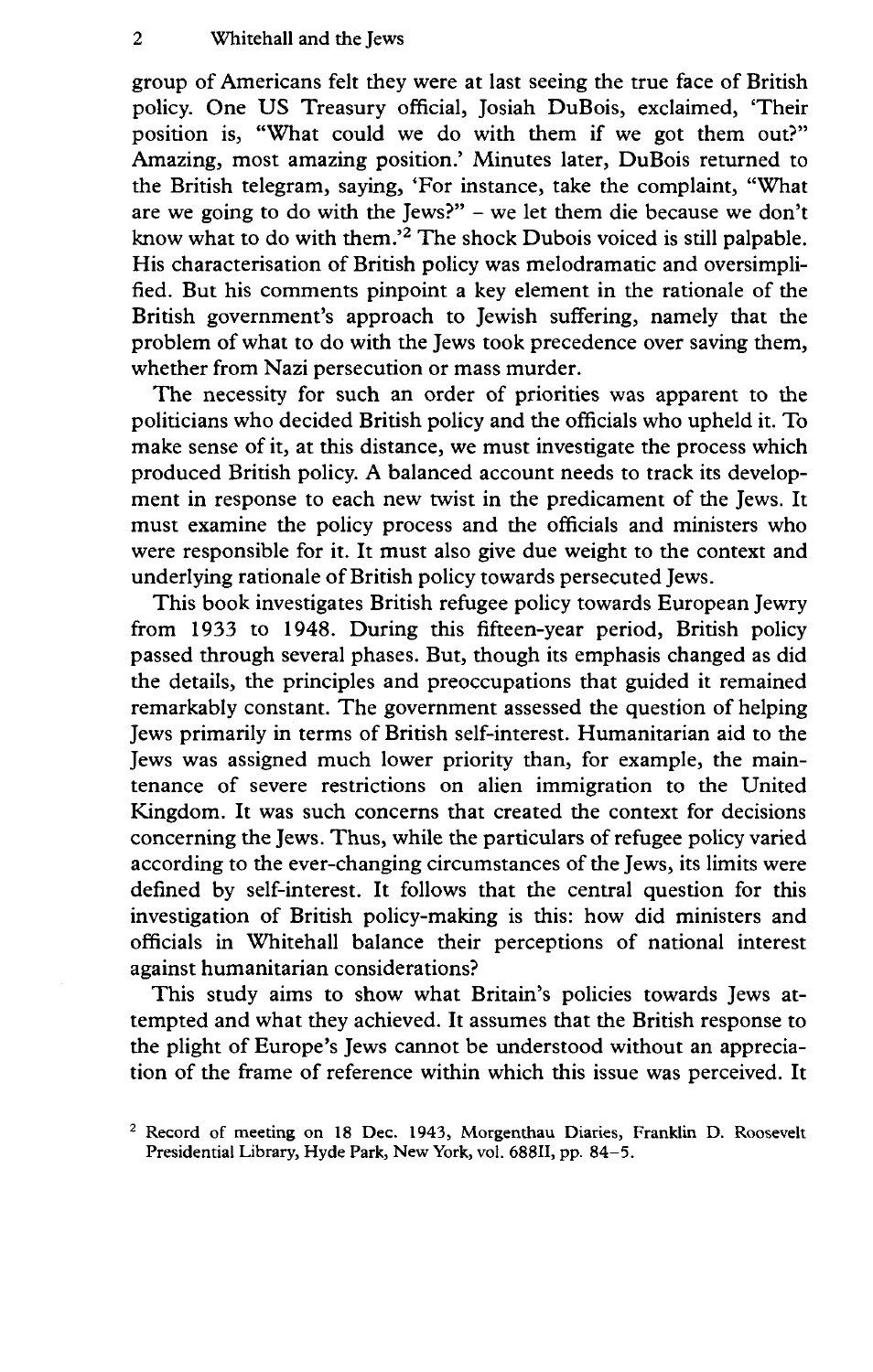group of Americans felt they were at last seeing the true face of British policy. One US Treasury official, Josiah DuBois, exclaimed, 'Their position is, "What could we do with them if we got them out?" Amazing, most amazing position.' Minutes later, DuBois returned to the British telegram, saying, 'For instance, take the complaint, "What are we going to do with the Jews?" – we let them die because we don't know what to do with them.'[2] The shock Dubois voiced is still palpable. His characterisation of British policy was melodramatic and oversimplified. But his comments pinpoint a key element in the rationale of the British government's approach to Jewish suffering, namely that the problem of what to do with the Jews took precedence over saving them, whether from Nazi persecution or mass murder.

The necessity for such an order of priorities was apparent to the politicians who decided British policy and the officials who upheld it. To make sense of it, at this distance, we must investigate the process which produced British policy. A balanced account needs to track its development in response to each new twist in the predicament of the Jews. It must examine the policy process and the officials and ministers who were responsible for it. It must also give due weight to the context and underlying rationale of British policy towards persecuted Jews.

This book investigates British refugee policy towards European Jewry from 1933 to 1948. During this fifteen-year period, British policy passed through several phases. But, though its emphasis changed as did the details, the principles and preoccupations that guided it remained remarkably constant. The government assessed the question of helping Jews primarily in terms of British self-interest. Humanitarian aid to the Jews was assigned much lower priority than, for example, the maintenance of severe restrictions on alien immigration to the United Kingdom. It was such concerns that created the context for decisions concerning the Jews. Thus, while the particulars of refugee policy varied according to the ever-changing circumstances of the Jews, its limits were defined by self-interest. It follows that the central question for this investigation of British policy-making is this: how did ministers and officials in Whitehall balance their perceptions of national interest against humanitarian considerations?

This study aims to show what Britain's policies towards Jews attempted and what they achieved. It assumes that the British response to the plight of Europe's Jews cannot be understood without an appreciation of the frame of reference within which this issue was perceived. It

[2] Record of meeting on 18 Dec. 1943, Morgenthau Diaries, Franklin D. Roosevelt Presidential Library, Hyde Park, New York, vol. 688II, pp. 84–5.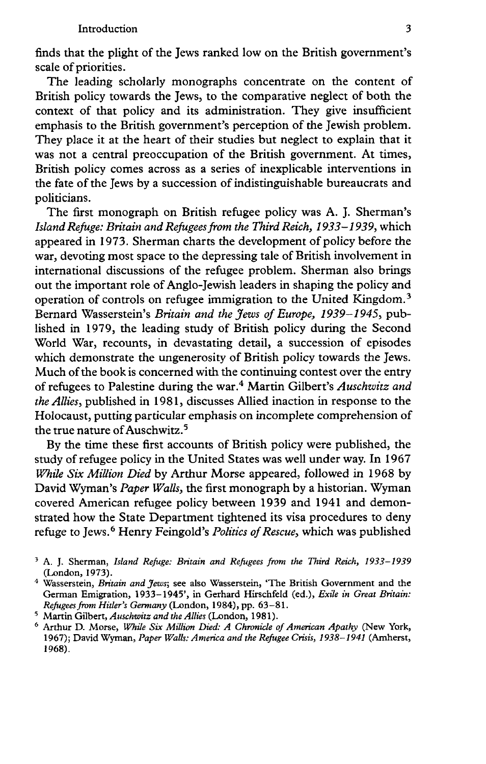finds that the plight of the Jews ranked low on the British government's scale of priorities.

The leading scholarly monographs concentrate on the content of British policy towards the Jews, to the comparative neglect of both the context of that policy and its administration. They give insufficient emphasis to the British government's perception of the Jewish problem. They place it at the heart of their studies but neglect to explain that it was not a central preoccupation of the British government. At times, British policy comes across as a series of inexplicable interventions in the fate of the Jews by a succession of indistinguishable bureaucrats and politicians.

The first monograph on British refugee policy was A. J. Sherman's *Island Refuge: Britain and Refugees from the Third Reich, 1933–1939*, which appeared in 1973. Sherman charts the development of policy before the war, devoting most space to the depressing tale of British involvement in international discussions of the refugee problem. Sherman also brings out the important role of Anglo-Jewish leaders in shaping the policy and operation of controls on refugee immigration to the United Kingdom.[3] Bernard Wasserstein's *Britain and the Jews of Europe, 1939–1945*, published in 1979, the leading study of British policy during the Second World War, recounts, in devastating detail, a succession of episodes which demonstrate the ungenerosity of British policy towards the Jews. Much of the book is concerned with the continuing contest over the entry of refugees to Palestine during the war.[4] Martin Gilbert's *Auschwitz and the Allies*, published in 1981, discusses Allied inaction in response to the Holocaust, putting particular emphasis on incomplete comprehension of the true nature of Auschwitz.[5]

By the time these first accounts of British policy were published, the study of refugee policy in the United States was well under way. In 1967 *While Six Million Died* by Arthur Morse appeared, followed in 1968 by David Wyman's *Paper Walls*, the first monograph by a historian. Wyman covered American refugee policy between 1939 and 1941 and demonstrated how the State Department tightened its visa procedures to deny refuge to Jews.[6] Henry Feingold's *Politics of Rescue*, which was published

---

[3] A. J. Sherman, *Island Refuge: Britain and Refugees from the Third Reich, 1933–1939* (London, 1973).

[4] Wasserstein, *Britain and Jews*; see also Wasserstein, 'The British Government and the German Emigration, 1933–1945', in Gerhard Hirschfeld (ed.), *Exile in Great Britain: Refugees from Hitler's Germany* (London, 1984), pp. 63–81.

[5] Martin Gilbert, *Auschwitz and the Allies* (London, 1981).

[6] Arthur D. Morse, *While Six Million Died: A Chronicle of American Apathy* (New York, 1967); David Wyman, *Paper Walls: America and the Refugee Crisis, 1938–1941* (Amherst, 1968).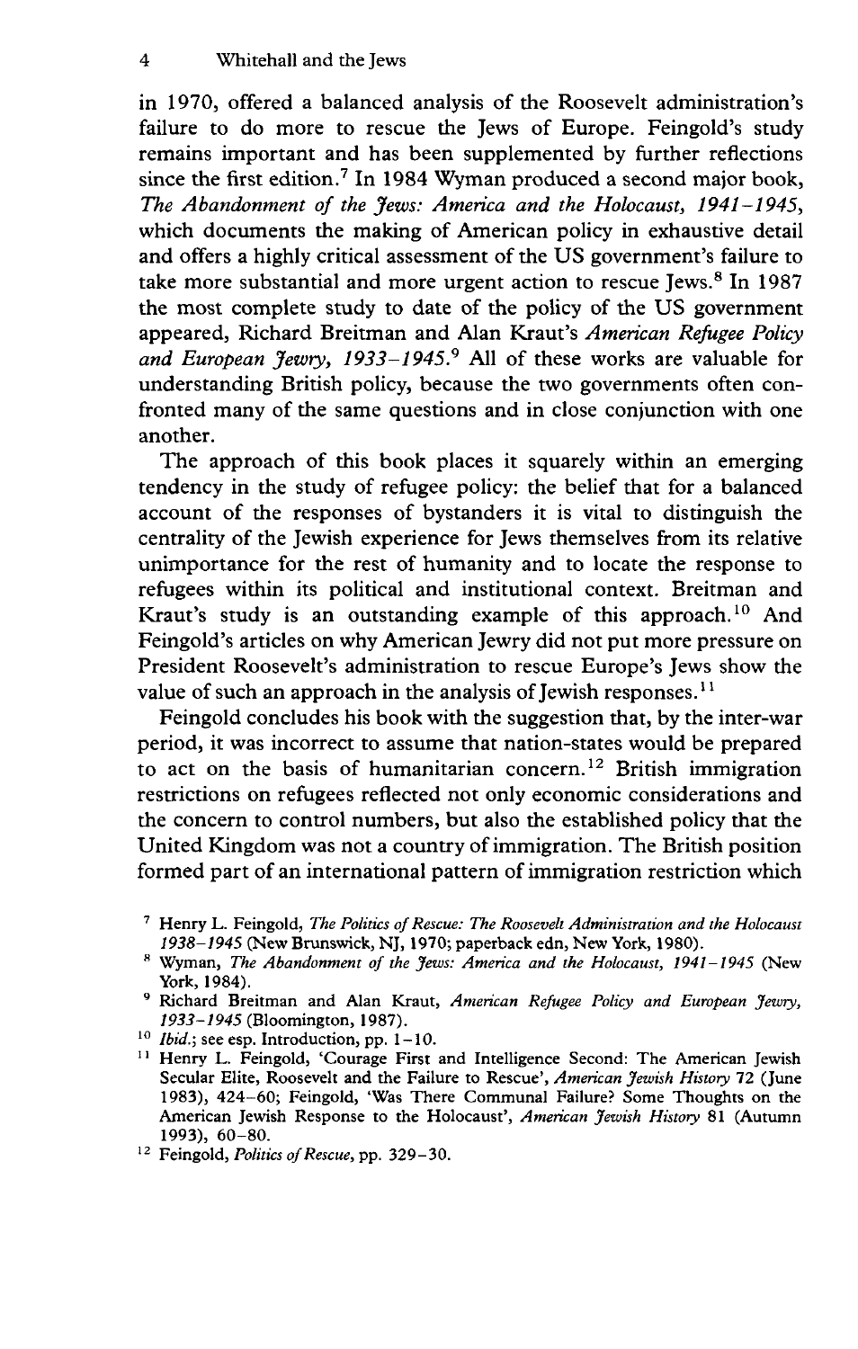in 1970, offered a balanced analysis of the Roosevelt administration's failure to do more to rescue the Jews of Europe. Feingold's study remains important and has been supplemented by further reflections since the first edition.[7] In 1984 Wyman produced a second major book, *The Abandonment of the Jews: America and the Holocaust, 1941–1945*, which documents the making of American policy in exhaustive detail and offers a highly critical assessment of the US government's failure to take more substantial and more urgent action to rescue Jews.[8] In 1987 the most complete study to date of the policy of the US government appeared, Richard Breitman and Alan Kraut's *American Refugee Policy and European Jewry, 1933–1945*.[9] All of these works are valuable for understanding British policy, because the two governments often confronted many of the same questions and in close conjunction with one another.

The approach of this book places it squarely within an emerging tendency in the study of refugee policy: the belief that for a balanced account of the responses of bystanders it is vital to distinguish the centrality of the Jewish experience for Jews themselves from its relative unimportance for the rest of humanity and to locate the response to refugees within its political and institutional context. Breitman and Kraut's study is an outstanding example of this approach.[10] And Feingold's articles on why American Jewry did not put more pressure on President Roosevelt's administration to rescue Europe's Jews show the value of such an approach in the analysis of Jewish responses.[11]

Feingold concludes his book with the suggestion that, by the inter-war period, it was incorrect to assume that nation-states would be prepared to act on the basis of humanitarian concern.[12] British immigration restrictions on refugees reflected not only economic considerations and the concern to control numbers, but also the established policy that the United Kingdom was not a country of immigration. The British position formed part of an international pattern of immigration restriction which

[7] Henry L. Feingold, *The Politics of Rescue: The Roosevelt Administration and the Holocaust 1938–1945* (New Brunswick, NJ, 1970; paperback edn, New York, 1980).

[8] Wyman, *The Abandonment of the Jews: America and the Holocaust, 1941–1945* (New York, 1984).

[9] Richard Breitman and Alan Kraut, *American Refugee Policy and European Jewry, 1933–1945* (Bloomington, 1987).

[10] *Ibid.*; see esp. Introduction, pp. 1–10.

[11] Henry L. Feingold, 'Courage First and Intelligence Second: The American Jewish Secular Elite, Roosevelt and the Failure to Rescue', *American Jewish History* 72 (June 1983), 424–60; Feingold, 'Was There Communal Failure? Some Thoughts on the American Jewish Response to the Holocaust', *American Jewish History* 81 (Autumn 1993), 60–80.

[12] Feingold, *Politics of Rescue*, pp. 329–30.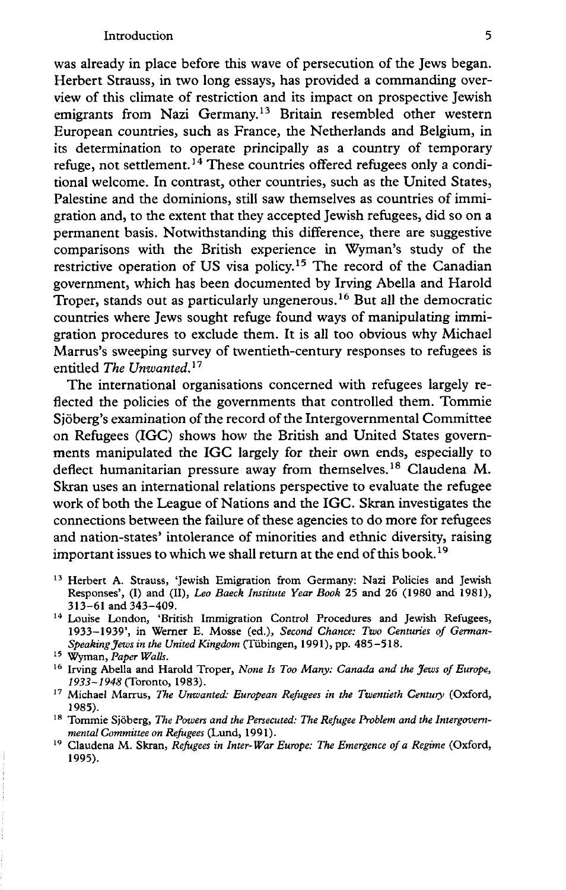was already in place before this wave of persecution of the Jews began. Herbert Strauss, in two long essays, has provided a commanding overview of this climate of restriction and its impact on prospective Jewish emigrants from Nazi Germany.[13] Britain resembled other western European countries, such as France, the Netherlands and Belgium, in its determination to operate principally as a country of temporary refuge, not settlement.[14] These countries offered refugees only a conditional welcome. In contrast, other countries, such as the United States, Palestine and the dominions, still saw themselves as countries of immigration and, to the extent that they accepted Jewish refugees, did so on a permanent basis. Notwithstanding this difference, there are suggestive comparisons with the British experience in Wyman's study of the restrictive operation of US visa policy.[15] The record of the Canadian government, which has been documented by Irving Abella and Harold Troper, stands out as particularly ungenerous.[16] But all the democratic countries where Jews sought refuge found ways of manipulating immigration procedures to exclude them. It is all too obvious why Michael Marrus's sweeping survey of twentieth-century responses to refugees is entitled *The Unwanted*.[17]

The international organisations concerned with refugees largely reflected the policies of the governments that controlled them. Tommie Sjöberg's examination of the record of the Intergovernmental Committee on Refugees (IGC) shows how the British and United States governments manipulated the IGC largely for their own ends, especially to deflect humanitarian pressure away from themselves.[18] Claudena M. Skran uses an international relations perspective to evaluate the refugee work of both the League of Nations and the IGC. Skran investigates the connections between the failure of these agencies to do more for refugees and nation-states' intolerance of minorities and ethnic diversity, raising important issues to which we shall return at the end of this book.[19]

[13] Herbert A. Strauss, 'Jewish Emigration from Germany: Nazi Policies and Jewish Responses', (I) and (II), *Leo Baeck Institute Year Book* 25 and 26 (1980 and 1981), 313–61 and 343–409.

[14] Louise London, 'British Immigration Control Procedures and Jewish Refugees, 1933–1939', in Werner E. Mosse (ed.), *Second Chance: Two Centuries of German-Speaking Jews in the United Kingdom* (Tübingen, 1991), pp. 485–518.

[15] Wyman, *Paper Walls*.

[16] Irving Abella and Harold Troper, *None Is Too Many: Canada and the Jews of Europe, 1933–1948* (Toronto, 1983).

[17] Michael Marrus, *The Unwanted: European Refugees in the Twentieth Century* (Oxford, 1985).

[18] Tommie Sjöberg, *The Powers and the Persecuted: The Refugee Problem and the Intergovernmental Committee on Refugees* (Lund, 1991).

[19] Claudena M. Skran, *Refugees in Inter-War Europe: The Emergence of a Regime* (Oxford, 1995).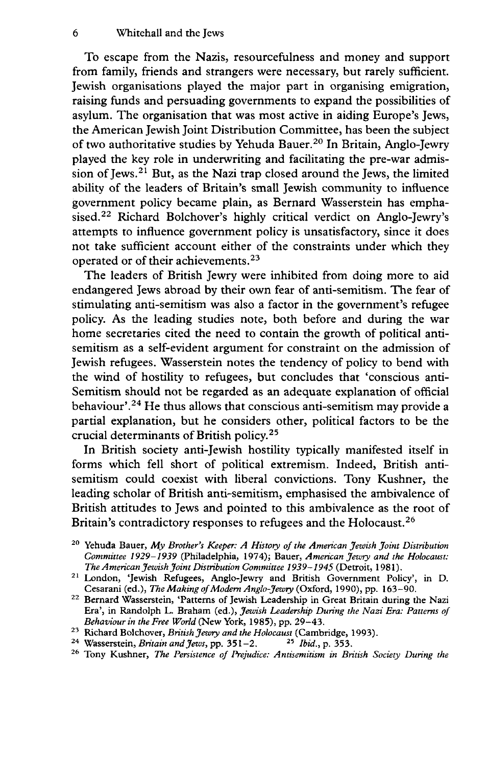To escape from the Nazis, resourcefulness and money and support from family, friends and strangers were necessary, but rarely sufficient. Jewish organisations played the major part in organising emigration, raising funds and persuading governments to expand the possibilities of asylum. The organisation that was most active in aiding Europe's Jews, the American Jewish Joint Distribution Committee, has been the subject of two authoritative studies by Yehuda Bauer.[20] In Britain, Anglo-Jewry played the key role in underwriting and facilitating the pre-war admission of Jews.[21] But, as the Nazi trap closed around the Jews, the limited ability of the leaders of Britain's small Jewish community to influence government policy became plain, as Bernard Wasserstein has emphasised.[22] Richard Bolchover's highly critical verdict on Anglo-Jewry's attempts to influence government policy is unsatisfactory, since it does not take sufficient account either of the constraints under which they operated or of their achievements.[23]

The leaders of British Jewry were inhibited from doing more to aid endangered Jews abroad by their own fear of anti-semitism. The fear of stimulating anti-semitism was also a factor in the government's refugee policy. As the leading studies note, both before and during the war home secretaries cited the need to contain the growth of political anti-semitism as a self-evident argument for constraint on the admission of Jewish refugees. Wasserstein notes the tendency of policy to bend with the wind of hostility to refugees, but concludes that 'conscious anti-Semitism should not be regarded as an adequate explanation of official behaviour'.[24] He thus allows that conscious anti-semitism may provide a partial explanation, but he considers other, political factors to be the crucial determinants of British policy.[25]

In British society anti-Jewish hostility typically manifested itself in forms which fell short of political extremism. Indeed, British anti-semitism could coexist with liberal convictions. Tony Kushner, the leading scholar of British anti-semitism, emphasised the ambivalence of British attitudes to Jews and pointed to this ambivalence as the root of Britain's contradictory responses to refugees and the Holocaust.[26]

---

[20] Yehuda Bauer, *My Brother's Keeper: A History of the American Jewish Joint Distribution Committee 1929–1939* (Philadelphia, 1974); Bauer, *American Jewry and the Holocaust: The American Jewish Joint Distribution Committee 1939–1945* (Detroit, 1981).

[21] London, 'Jewish Refugees, Anglo-Jewry and British Government Policy', in D. Cesarani (ed.), *The Making of Modern Anglo-Jewry* (Oxford, 1990), pp. 163–90.

[22] Bernard Wasserstein, 'Patterns of Jewish Leadership in Great Britain during the Nazi Era', in Randolph L. Braham (ed.), *Jewish Leadership During the Nazi Era: Patterns of Behaviour in the Free World* (New York, 1985), pp. 29–43.

[23] Richard Bolchover, *British Jewry and the Holocaust* (Cambridge, 1993).

[24] Wasserstein, *Britain and Jews*, pp. 351–2. [25] *Ibid.*, p. 353.

[26] Tony Kushner, *The Persistence of Prejudice: Antisemitism in British Society During the*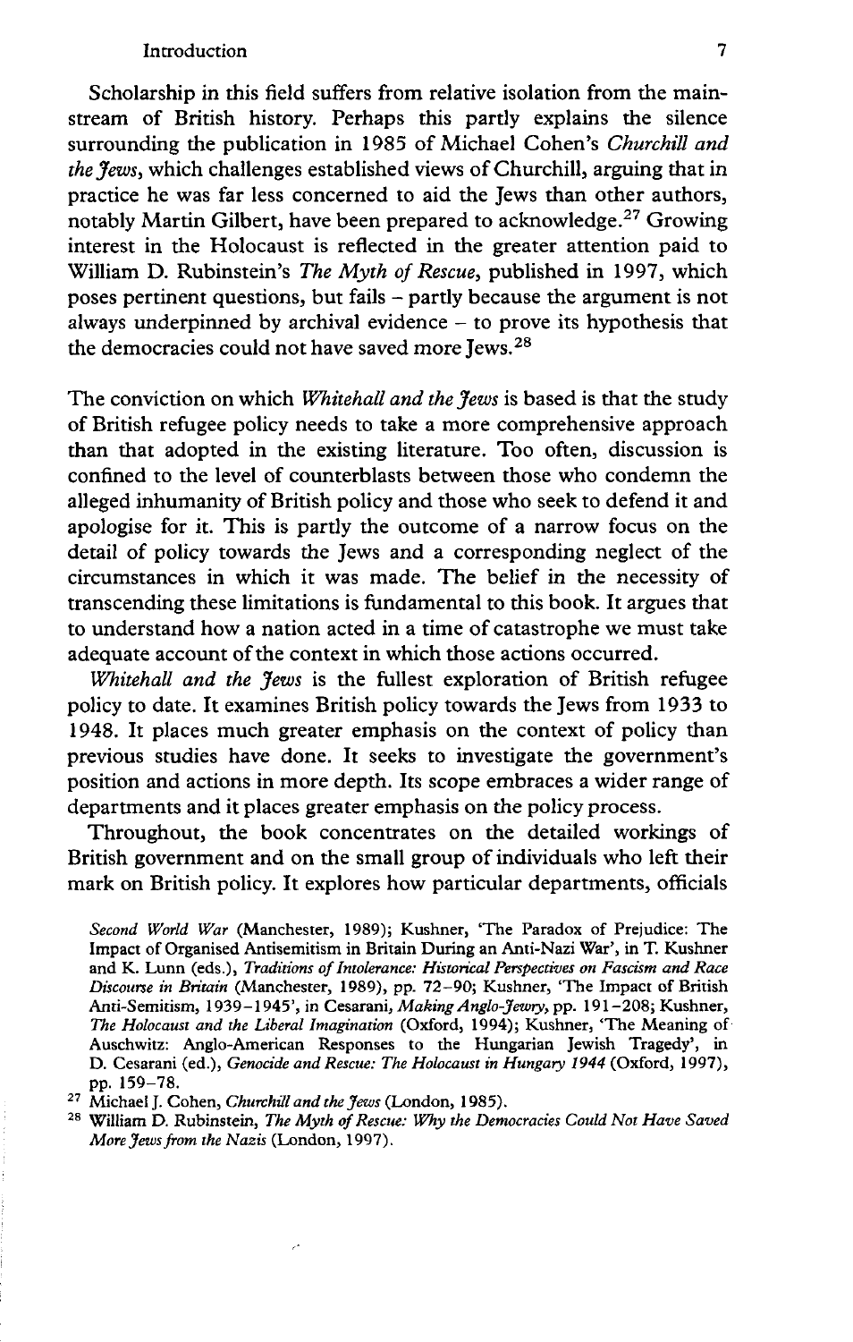Scholarship in this field suffers from relative isolation from the mainstream of British history. Perhaps this partly explains the silence surrounding the publication in 1985 of Michael Cohen's *Churchill and the Jews*, which challenges established views of Churchill, arguing that in practice he was far less concerned to aid the Jews than other authors, notably Martin Gilbert, have been prepared to acknowledge.[27] Growing interest in the Holocaust is reflected in the greater attention paid to William D. Rubinstein's *The Myth of Rescue*, published in 1997, which poses pertinent questions, but fails – partly because the argument is not always underpinned by archival evidence – to prove its hypothesis that the democracies could not have saved more Jews.[28]

The conviction on which *Whitehall and the Jews* is based is that the study of British refugee policy needs to take a more comprehensive approach than that adopted in the existing literature. Too often, discussion is confined to the level of counterblasts between those who condemn the alleged inhumanity of British policy and those who seek to defend it and apologise for it. This is partly the outcome of a narrow focus on the detail of policy towards the Jews and a corresponding neglect of the circumstances in which it was made. The belief in the necessity of transcending these limitations is fundamental to this book. It argues that to understand how a nation acted in a time of catastrophe we must take adequate account of the context in which those actions occurred.

*Whitehall and the Jews* is the fullest exploration of British refugee policy to date. It examines British policy towards the Jews from 1933 to 1948. It places much greater emphasis on the context of policy than previous studies have done. It seeks to investigate the government's position and actions in more depth. Its scope embraces a wider range of departments and it places greater emphasis on the policy process.

Throughout, the book concentrates on the detailed workings of British government and on the small group of individuals who left their mark on British policy. It explores how particular departments, officials

*Second World War* (Manchester, 1989); Kushner, 'The Paradox of Prejudice: The Impact of Organised Antisemitism in Britain During an Anti-Nazi War', in T. Kushner and K. Lunn (eds.), *Traditions of Intolerance: Historical Perspectives on Fascism and Race Discourse in Britain* (Manchester, 1989), pp. 72–90; Kushner, 'The Impact of British Anti-Semitism, 1939–1945', in Cesarani, *Making Anglo-Jewry*, pp. 191–208; Kushner, *The Holocaust and the Liberal Imagination* (Oxford, 1994); Kushner, 'The Meaning of Auschwitz: Anglo-American Responses to the Hungarian Jewish Tragedy', in D. Cesarani (ed.), *Genocide and Rescue: The Holocaust in Hungary 1944* (Oxford, 1997), pp. 159–78.

[27] Michael J. Cohen, *Churchill and the Jews* (London, 1985).

[28] William D. Rubinstein, *The Myth of Rescue: Why the Democracies Could Not Have Saved More Jews from the Nazis* (London, 1997).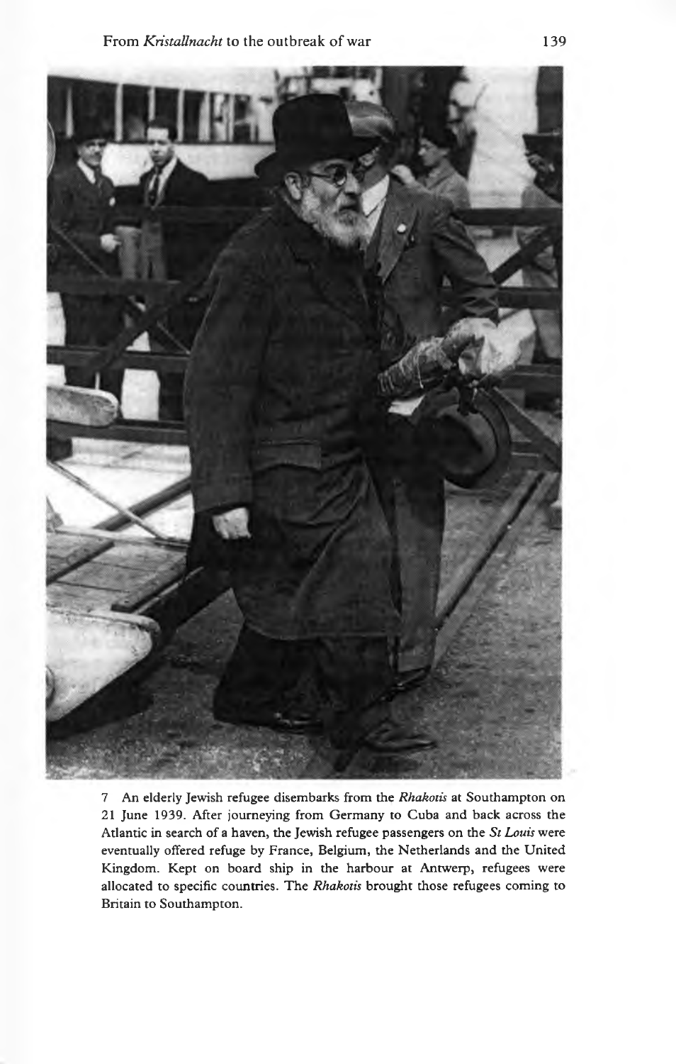7 An elderly Jewish refugee disembarks from the *Rhakotis* at Southampton on 21 June 1939. After journeying from Germany to Cuba and back across the Atlantic in search of a haven, the Jewish refugee passengers on the *St Louis* were eventually offered refuge by France, Belgium, the Netherlands and the United Kingdom. Kept on board ship in the harbour at Antwerp, refugees were allocated to specific countries. The *Rhakotis* brought those refugees coming to Britain to Southampton.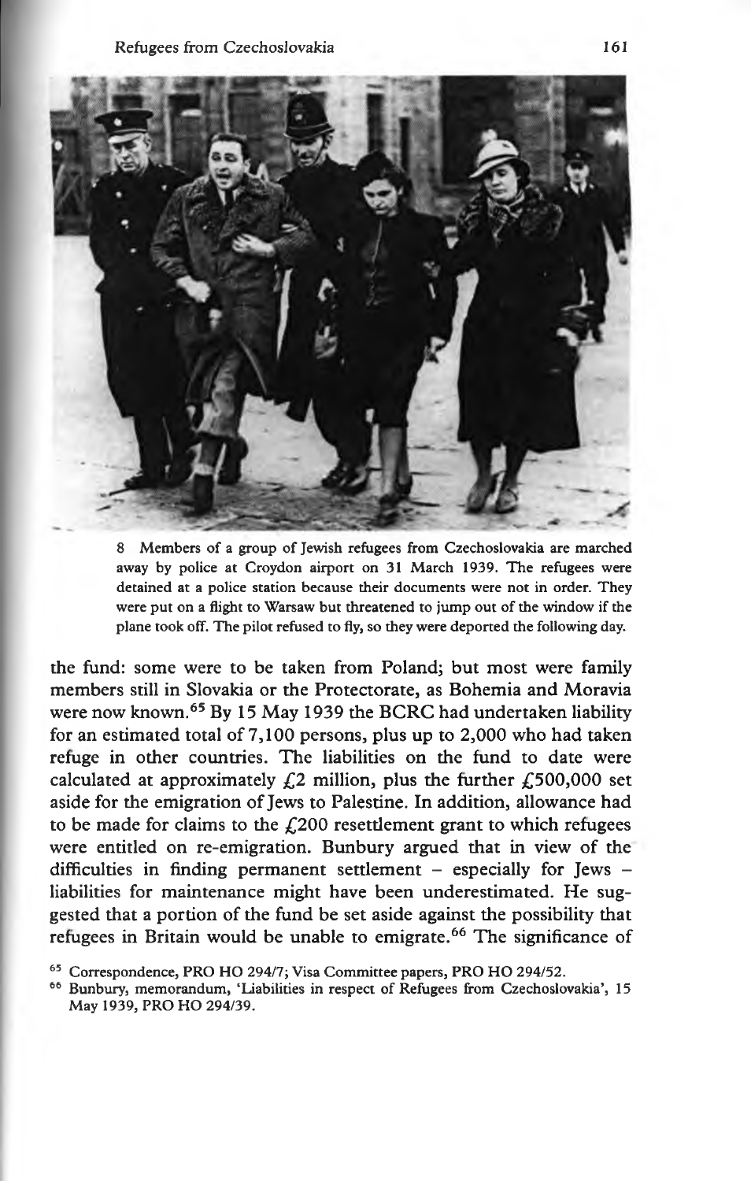8 Members of a group of Jewish refugees from Czechoslovakia are marched away by police at Croydon airport on 31 March 1939. The refugees were detained at a police station because their documents were not in order. They were put on a flight to Warsaw but threatened to jump out of the window if the plane took off. The pilot refused to fly, so they were deported the following day.

the fund: some were to be taken from Poland; but most were family members still in Slovakia or the Protectorate, as Bohemia and Moravia were now known.[65] By 15 May 1939 the BCRC had undertaken liability for an estimated total of 7,100 persons, plus up to 2,000 who had taken refuge in other countries. The liabilities on the fund to date were calculated at approximately £2 million, plus the further £500,000 set aside for the emigration of Jews to Palestine. In addition, allowance had to be made for claims to the £200 resettlement grant to which refugees were entitled on re-emigration. Bunbury argued that in view of the difficulties in finding permanent settlement – especially for Jews – liabilities for maintenance might have been underestimated. He suggested that a portion of the fund be set aside against the possibility that refugees in Britain would be unable to emigrate.[66] The significance of

[65] Correspondence, PRO HO 294/7; Visa Committee papers, PRO HO 294/52.

[66] Bunbury, memorandum, 'Liabilities in respect of Refugees from Czechoslovakia', 15 May 1939, PRO HO 294/39.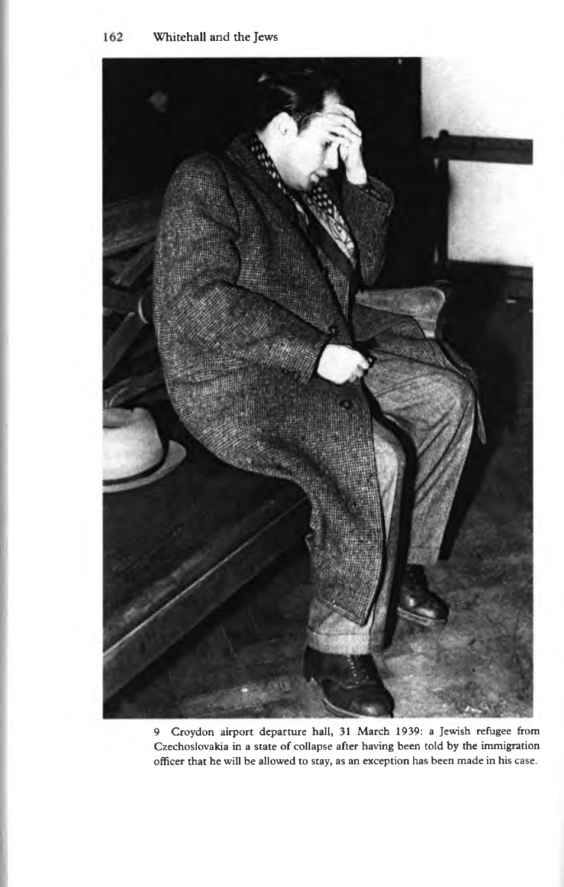9 Croydon airport departure hall, 31 March 1939: a Jewish refugee from Czechoslovakia in a state of collapse after having been told by the immigration officer that he will be allowed to stay, as an exception has been made in his case.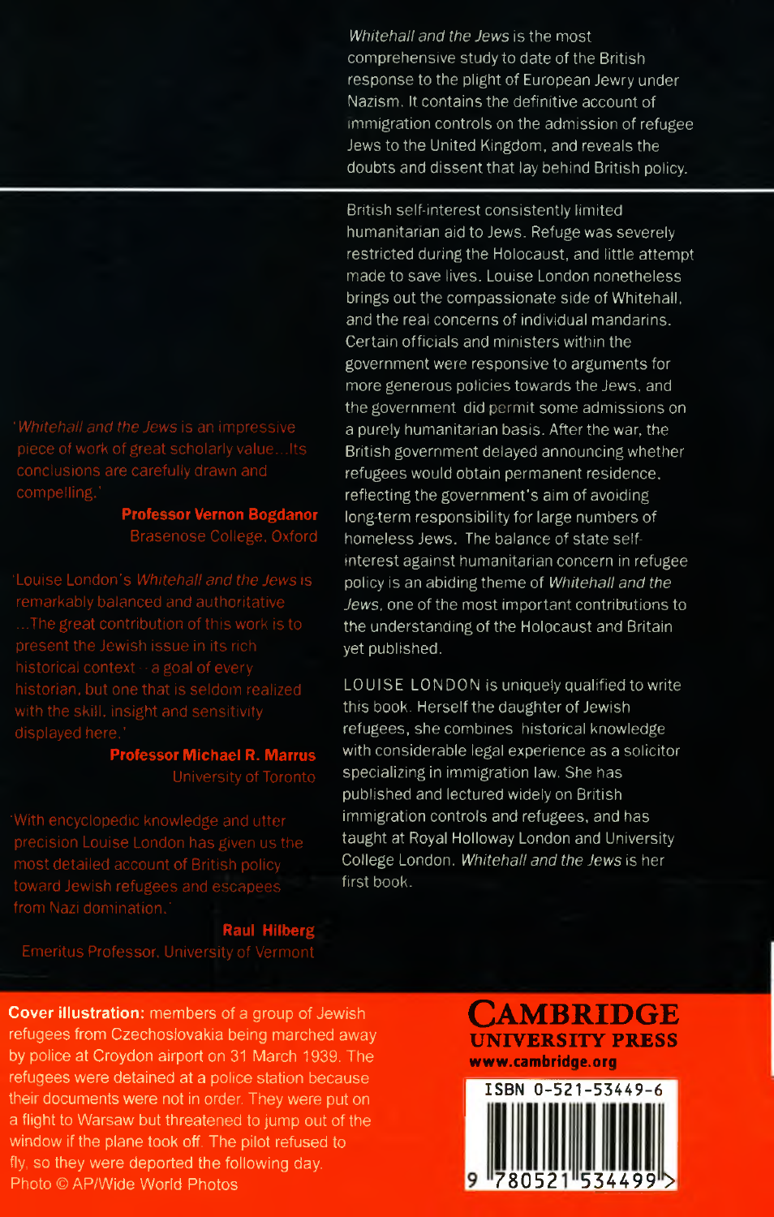*Whitehall and the Jews* is the most comprehensive study to date of the British response to the plight of European Jewry under Nazism. It contains the definitive account of immigration controls on the admission of refugee Jews to the United Kingdom, and reveals the doubts and dissent that lay behind British policy.

British self-interest consistently limited humanitarian aid to Jews. Refuge was severely restricted during the Holocaust, and little attempt made to save lives. Louise London nonetheless brings out the compassionate side of Whitehall, and the real concerns of individual mandarins. Certain officials and ministers within the government were responsive to arguments for more generous policies towards the Jews, and the government did permit some admissions on a purely humanitarian basis. After the war, the British government delayed announcing whether refugees would obtain permanent residence, reflecting the government's aim of avoiding long-term responsibility for large numbers of homeless Jews. The balance of state self-interest against humanitarian concern in refugee policy is an abiding theme of *Whitehall and the Jews*, one of the most important contributions to the understanding of the Holocaust and Britain yet published.

LOUISE LONDON is uniquely qualified to write this book. Herself the daughter of Jewish refugees, she combines historical knowledge with considerable legal experience as a solicitor specializing in immigration law. She has published and lectured widely on British immigration controls and refugees, and has taught at Royal Holloway London and University College London. *Whitehall and the Jews* is her first book.

'*Whitehall and the Jews* is an impressive piece of work of great scholarly value...Its conclusions are carefully drawn and compelling.'

**Professor Vernon Bogdanor**
Brasenose College, Oxford

'Louise London's *Whitehall and the Jews* is remarkably balanced and authoritative ...The great contribution of this work is to present the Jewish issue in its rich historical context – a goal of every historian, but one that is seldom realized with the skill, insight and sensitivity displayed here.'

**Professor Michael R. Marrus**
University of Toronto

'With encyclopedic knowledge and utter precision Louise London has given us the most detailed account of British policy toward Jewish refugees and escapees from Nazi domination.'

**Raul Hilberg**
Emeritus Professor, University of Vermont

**Cover illustration:** members of a group of Jewish refugees from Czechoslovakia being marched away by police at Croydon airport on 31 March 1939. The refugees were detained at a police station because their documents were not in order. They were put on a flight to Warsaw but threatened to jump out of the window if the plane took off. The pilot refused to fly, so they were deported the following day.
Photo © AP/Wide World Photos

**CAMBRIDGE UNIVERSITY PRESS**
www.cambridge.org

ISBN 0-521-53449-6

9 780521 534499